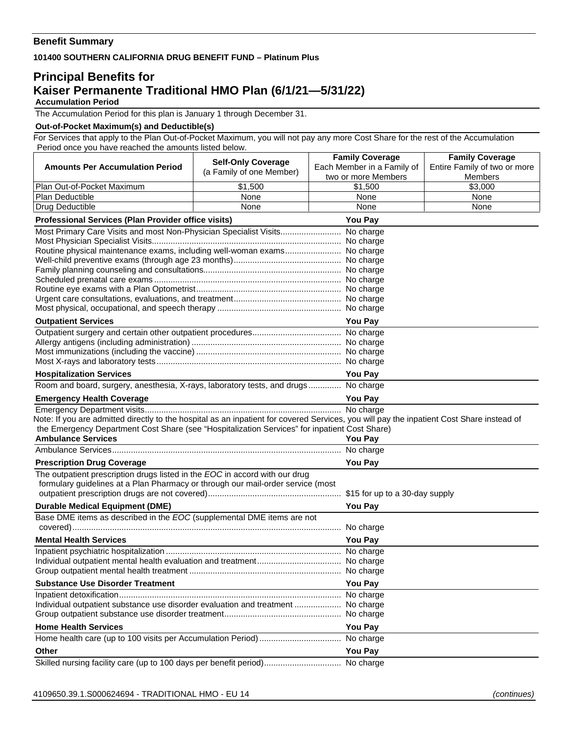**Benefit Summary**

**101400 SOUTHERN CALIFORNIA DRUG BENEFIT FUND – Platinum Plus**

# Principal Benefits for Kaiser Permanente Traditional HMO Plan (6/1/21—5/31/22)

**Accumulation Period**

The Accumulation Period for this plan is January 1 through December 31.

**Out-of-Pocket Maximum(s) and Deductible(s)**

For Services that apply to the Plan Out-of-Pocket Maximum, you will not pay any more Cost Share for the rest of the Accumulation Period once you have reached the amounts listed below.

| Amounts Per Accumulation Period | Self-Only Coverage (a Family of one Member) | Family Coverage Each Member in a Family of two or more Members | Family Coverage Entire Family of two or more Members |
|---|---|---|---|
| Plan Out-of-Pocket Maximum | $1,500 | $1,500 | $3,000 |
| Plan Deductible | None | None | None |
| Drug Deductible | None | None | None |

| Professional Services (Plan Provider office visits) | You Pay |
|---|---|
| Most Primary Care Visits and most Non-Physician Specialist Visits | No charge |
| Most Physician Specialist Visits | No charge |
| Routine physical maintenance exams, including well-woman exams | No charge |
| Well-child preventive exams (through age 23 months) | No charge |
| Family planning counseling and consultations | No charge |
| Scheduled prenatal care exams | No charge |
| Routine eye exams with a Plan Optometrist | No charge |
| Urgent care consultations, evaluations, and treatment | No charge |
| Most physical, occupational, and speech therapy | No charge |

| Outpatient Services | You Pay |
|---|---|
| Outpatient surgery and certain other outpatient procedures | No charge |
| Allergy antigens (including administration) | No charge |
| Most immunizations (including the vaccine) | No charge |
| Most X-rays and laboratory tests | No charge |

| Hospitalization Services | You Pay |
|---|---|
| Room and board, surgery, anesthesia, X-rays, laboratory tests, and drugs | No charge |

| Emergency Health Coverage | You Pay |
|---|---|
| Emergency Department visits | No charge |

Note: If you are admitted directly to the hospital as an inpatient for covered Services, you will pay the inpatient Cost Share instead of the Emergency Department Cost Share (see "Hospitalization Services" for inpatient Cost Share)

| Ambulance Services | You Pay |
|---|---|
| Ambulance Services | No charge |

| Prescription Drug Coverage | You Pay |
|---|---|
| The outpatient prescription drugs listed in the *EOC* in accord with our drug formulary guidelines at a Plan Pharmacy or through our mail-order service (most outpatient prescription drugs are not covered) | $15 for up to a 30-day supply |

| Durable Medical Equipment (DME) | You Pay |
|---|---|
| Base DME items as described in the *EOC* (supplemental DME items are not covered) | No charge |

| Mental Health Services | You Pay |
|---|---|
| Inpatient psychiatric hospitalization | No charge |
| Individual outpatient mental health evaluation and treatment | No charge |
| Group outpatient mental health treatment | No charge |

| Substance Use Disorder Treatment | You Pay |
|---|---|
| Inpatient detoxification | No charge |
| Individual outpatient substance use disorder evaluation and treatment | No charge |
| Group outpatient substance use disorder treatment | No charge |

| Home Health Services | You Pay |
|---|---|
| Home health care (up to 100 visits per Accumulation Period) | No charge |

| Other | You Pay |
|---|---|
| Skilled nursing facility care (up to 100 days per benefit period) | No charge |

4109650.39.1.S000624694 - TRADITIONAL HMO - EU 14 *(continues)*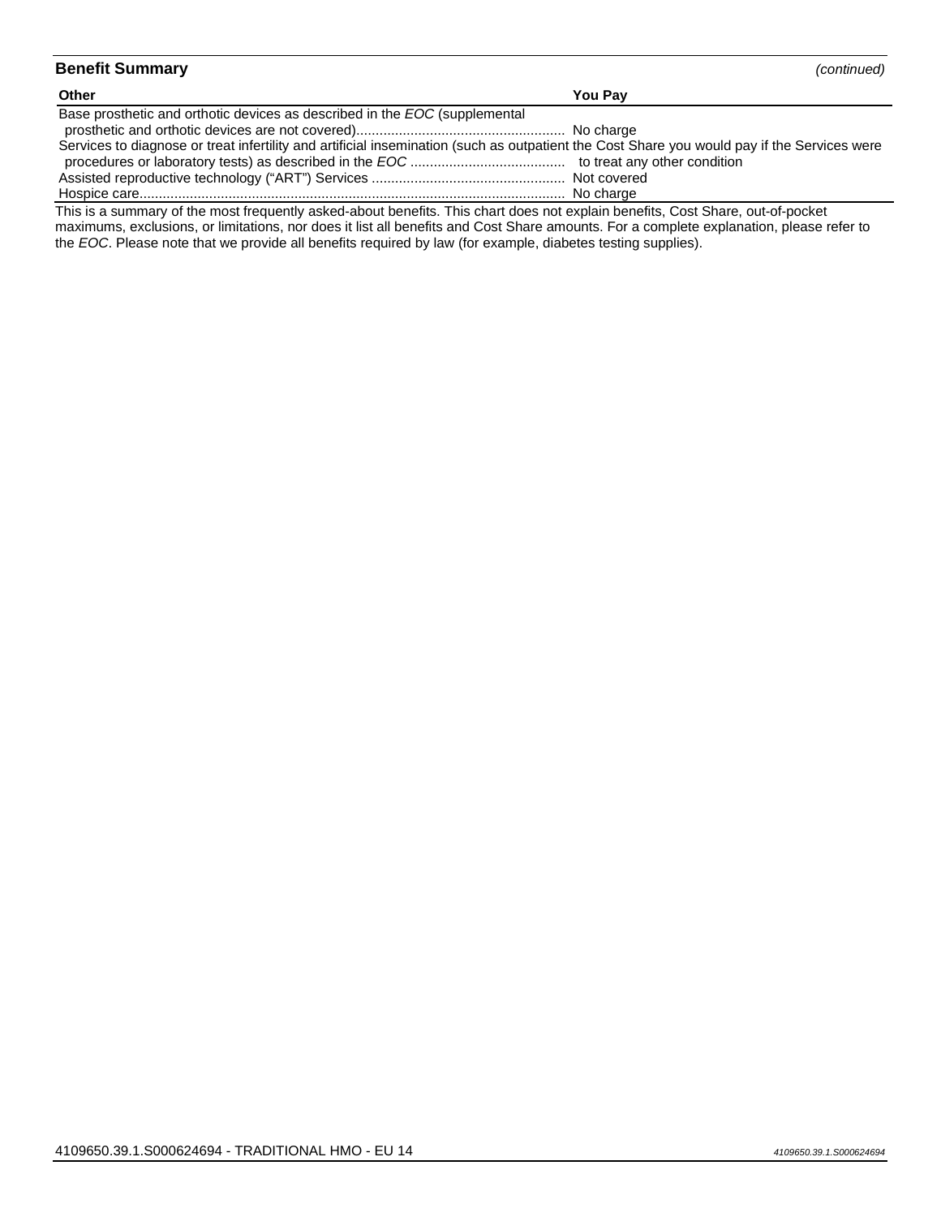## Benefit Summary *(continued)*

| Other | You Pay |
|---|---|
| Base prosthetic and orthotic devices as described in the *EOC* (supplemental prosthetic and orthotic devices are not covered) | No charge |
| Services to diagnose or treat infertility and artificial insemination (such as outpatient procedures or laboratory tests) as described in the *EOC* | the Cost Share you would pay if the Services were to treat any other condition |
| Assisted reproductive technology ("ART") Services | Not covered |
| Hospice care | No charge |

This is a summary of the most frequently asked-about benefits. This chart does not explain benefits, Cost Share, out-of-pocket maximums, exclusions, or limitations, nor does it list all benefits and Cost Share amounts. For a complete explanation, please refer to the *EOC*. Please note that we provide all benefits required by law (for example, diabetes testing supplies).

4109650.39.1.S000624694 - TRADITIONAL HMO - EU 14 *4109650.39.1.S000624694*